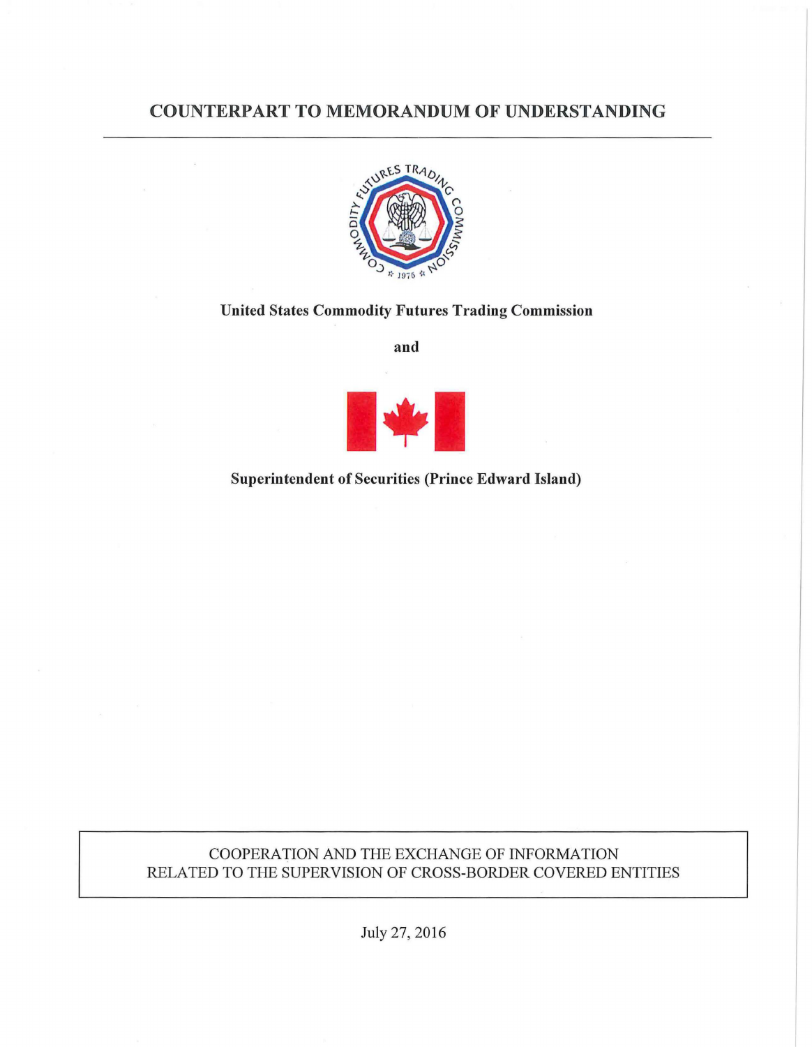# COUNTERPART TO MEMORANDUM OF UNDERSTANDING

**United States Commodity Futures Trading Commission**

**and**

**Superintendent of Securities (Prince Edward Island)**

COOPERATION AND THE EXCHANGE OF INFORMATION
RELATED TO THE SUPERVISION OF CROSS-BORDER COVERED ENTITIES

July 27, 2016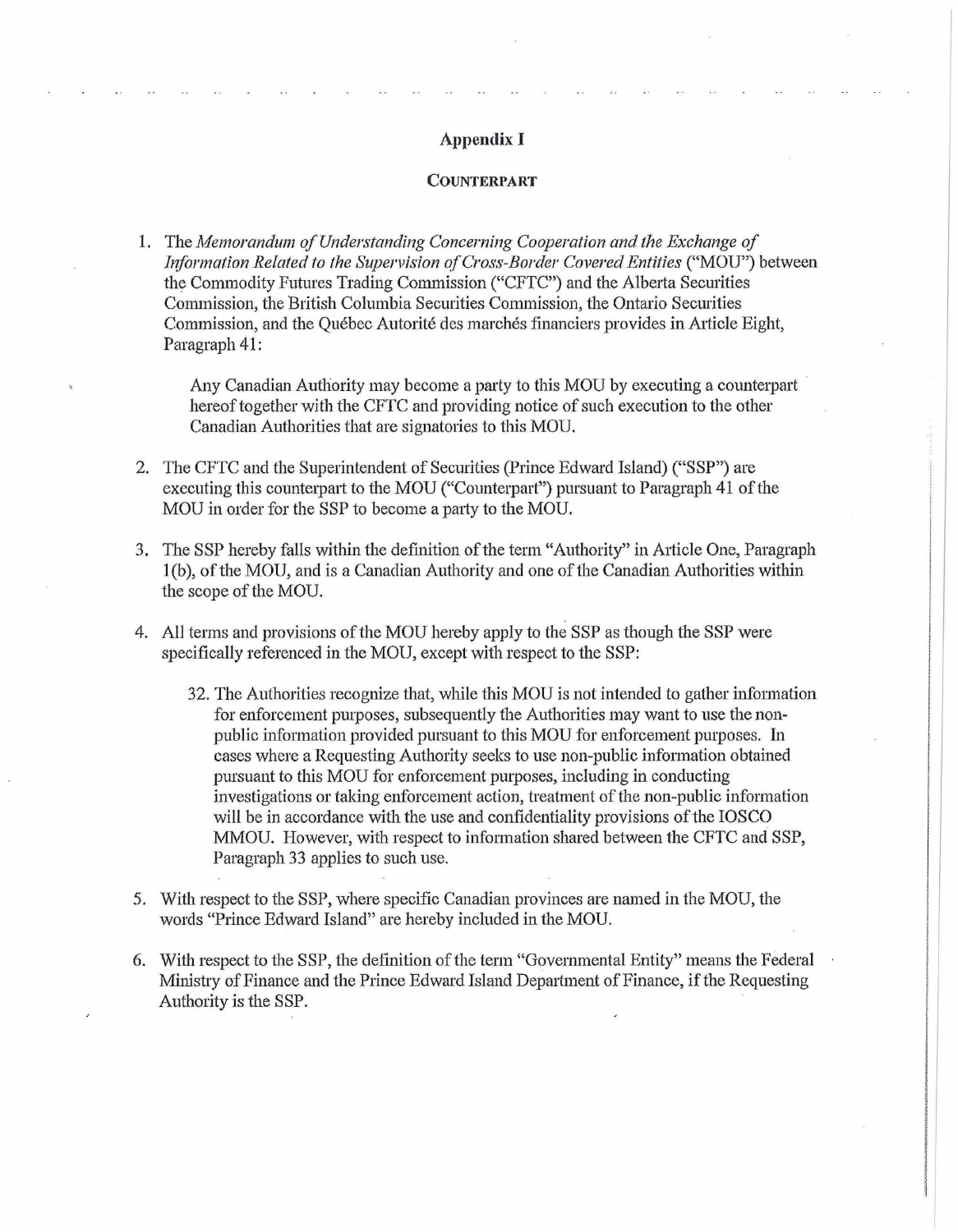# Appendix I

## COUNTERPART

1. The *Memorandum of Understanding Concerning Cooperation and the Exchange of Information Related to the Supervision of Cross-Border Covered Entities* ("MOU") between the Commodity Futures Trading Commission ("CFTC") and the Alberta Securities Commission, the British Columbia Securities Commission, the Ontario Securities Commission, and the Québec Autorité des marchés financiers provides in Article Eight, Paragraph 41:

   Any Canadian Authority may become a party to this MOU by executing a counterpart hereof together with the CFTC and providing notice of such execution to the other Canadian Authorities that are signatories to this MOU.

2. The CFTC and the Superintendent of Securities (Prince Edward Island) ("SSP") are executing this counterpart to the MOU ("Counterpart") pursuant to Paragraph 41 of the MOU in order for the SSP to become a party to the MOU.

3. The SSP hereby falls within the definition of the term "Authority" in Article One, Paragraph 1(b), of the MOU, and is a Canadian Authority and one of the Canadian Authorities within the scope of the MOU.

4. All terms and provisions of the MOU hereby apply to the SSP as though the SSP were specifically referenced in the MOU, except with respect to the SSP:

   32. The Authorities recognize that, while this MOU is not intended to gather information for enforcement purposes, subsequently the Authorities may want to use the non-public information provided pursuant to this MOU for enforcement purposes. In cases where a Requesting Authority seeks to use non-public information obtained pursuant to this MOU for enforcement purposes, including in conducting investigations or taking enforcement action, treatment of the non-public information will be in accordance with the use and confidentiality provisions of the IOSCO MMOU. However, with respect to information shared between the CFTC and SSP, Paragraph 33 applies to such use.

5. With respect to the SSP, where specific Canadian provinces are named in the MOU, the words "Prince Edward Island" are hereby included in the MOU.

6. With respect to the SSP, the definition of the term "Governmental Entity" means the Federal Ministry of Finance and the Prince Edward Island Department of Finance, if the Requesting Authority is the SSP.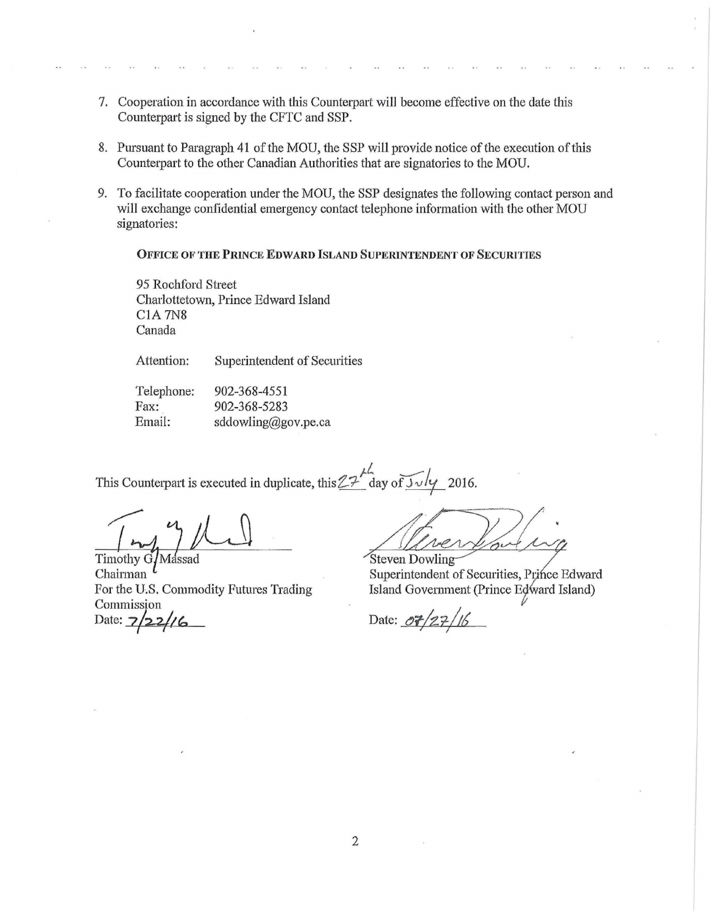7. Cooperation in accordance with this Counterpart will become effective on the date this Counterpart is signed by the CFTC and SSP.

8. Pursuant to Paragraph 41 of the MOU, the SSP will provide notice of the execution of this Counterpart to the other Canadian Authorities that are signatories to the MOU.

9. To facilitate cooperation under the MOU, the SSP designates the following contact person and will exchange confidential emergency contact telephone information with the other MOU signatories:

   **OFFICE OF THE PRINCE EDWARD ISLAND SUPERINTENDENT OF SECURITIES**

   95 Rochford Street
   Charlottetown, Prince Edward Island
   C1A 7N8
   Canada

   Attention: Superintendent of Securities

   Telephone: 902-368-4551
   Fax: 902-368-5283
   Email: sddowling@gov.pe.ca

This Counterpart is executed in duplicate, this 27th day of July 2016.

Timothy G. Massad
Chairman
For the U.S. Commodity Futures Trading Commission
Date: 7/22/16

Steven Dowling
Superintendent of Securities, Prince Edward Island Government (Prince Edward Island)
Date: 07/27/16